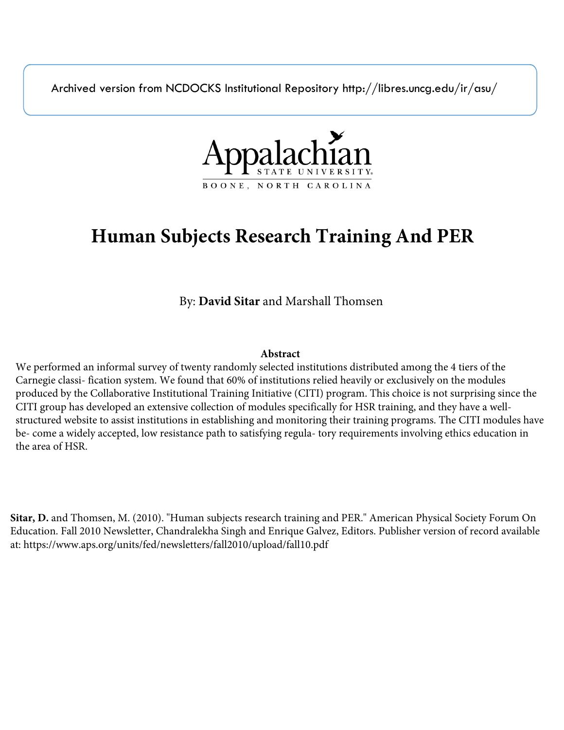Archived version from NCDOCKS Institutional Repository http://libres.uncg.edu/ir/asu/

Appalachian State University
BOONE, NORTH CAROLINA

# Human Subjects Research Training And PER

By: **David Sitar** and Marshall Thomsen

### Abstract

We performed an informal survey of twenty randomly selected institutions distributed among the 4 tiers of the Carnegie classi- fication system. We found that 60% of institutions relied heavily or exclusively on the modules produced by the Collaborative Institutional Training Initiative (CITI) program. This choice is not surprising since the CITI group has developed an extensive collection of modules specifically for HSR training, and they have a well-structured website to assist institutions in establishing and monitoring their training programs. The CITI modules have be- come a widely accepted, low resistance path to satisfying regula- tory requirements involving ethics education in the area of HSR.

**Sitar, D.** and Thomsen, M. (2010). "Human subjects research training and PER." American Physical Society Forum On Education. Fall 2010 Newsletter, Chandralekha Singh and Enrique Galvez, Editors. Publisher version of record available at: https://www.aps.org/units/fed/newsletters/fall2010/upload/fall10.pdf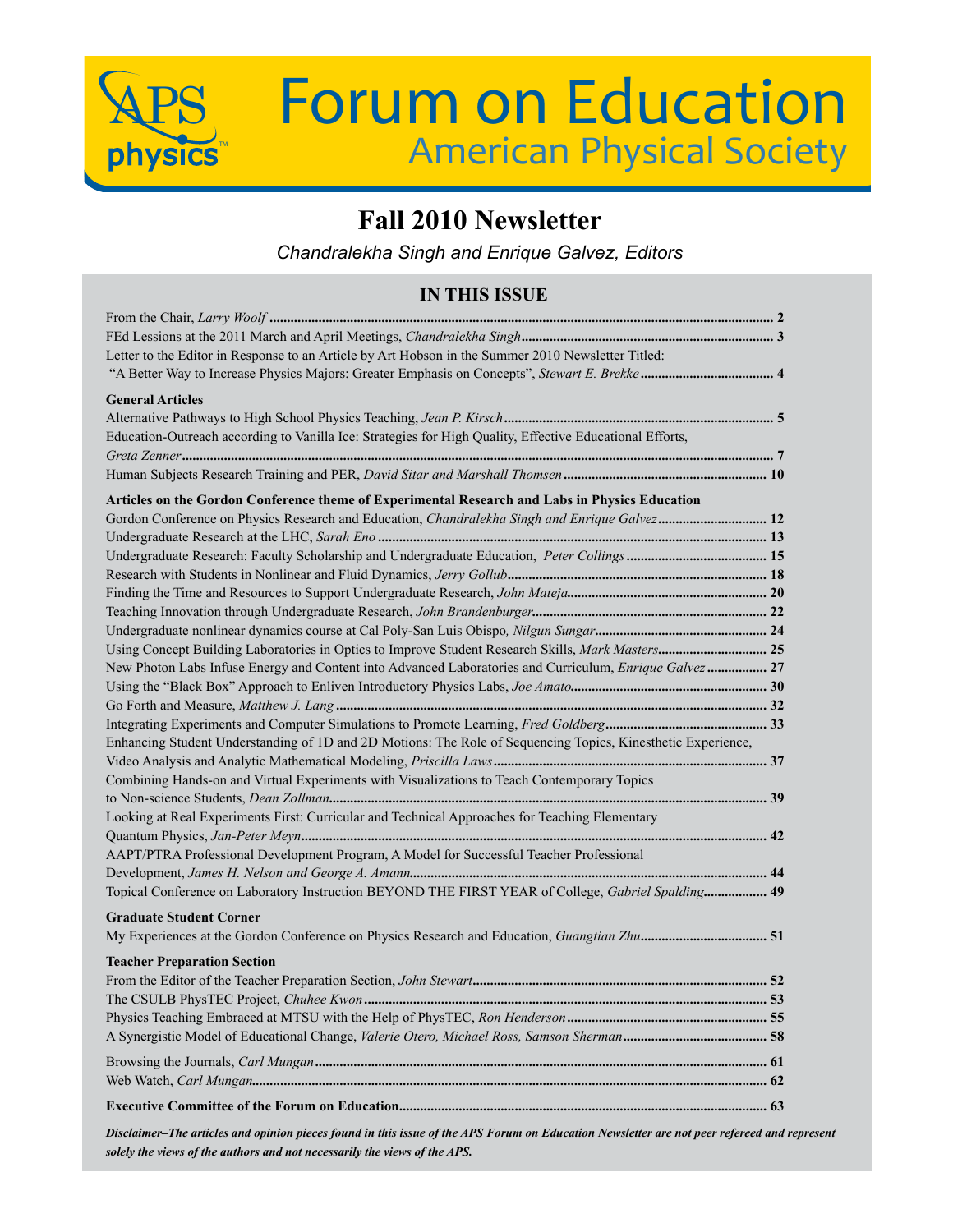# Forum on Education

## American Physical Society

# Fall 2010 Newsletter

*Chandralekha Singh and Enrique Galvez, Editors*

## IN THIS ISSUE

From the Chair, *Larry Woolf* .......... 2

FEd Lessions at the 2011 March and April Meetings, *Chandralekha Singh* .......... 3

Letter to the Editor in Response to an Article by Art Hobson in the Summer 2010 Newsletter Titled: "A Better Way to Increase Physics Majors: Greater Emphasis on Concepts", *Stewart E. Brekke* .......... 4

**General Articles**

Alternative Pathways to High School Physics Teaching, *Jean P. Kirsch* .......... 5

Education-Outreach according to Vanilla Ice: Strategies for High Quality, Effective Educational Efforts, *Greta Zenner* .......... 7

Human Subjects Research Training and PER, *David Sitar and Marshall Thomsen* .......... 10

**Articles on the Gordon Conference theme of Experimental Research and Labs in Physics Education**

Gordon Conference on Physics Research and Education, *Chandralekha Singh and Enrique Galvez* .......... 12

Undergraduate Research at the LHC, *Sarah Eno* .......... 13

Undergraduate Research: Faculty Scholarship and Undergraduate Education, *Peter Collings* .......... 15

Research with Students in Nonlinear and Fluid Dynamics, *Jerry Gollub* .......... 18

Finding the Time and Resources to Support Undergraduate Research, *John Mateja* .......... 20

Teaching Innovation through Undergraduate Research, *John Brandenburger* .......... 22

Undergraduate nonlinear dynamics course at Cal Poly-San Luis Obispo, *Nilgun Sungar* .......... 24

Using Concept Building Laboratories in Optics to Improve Student Research Skills, *Mark Masters* .......... 25

New Photon Labs Infuse Energy and Content into Advanced Laboratories and Curriculum, *Enrique Galvez* .......... 27

Using the "Black Box" Approach to Enliven Introductory Physics Labs, *Joe Amato* .......... 30

Go Forth and Measure, *Matthew J. Lang* .......... 32

Integrating Experiments and Computer Simulations to Promote Learning, *Fred Goldberg* .......... 33

Enhancing Student Understanding of 1D and 2D Motions: The Role of Sequencing Topics, Kinesthetic Experience, Video Analysis and Analytic Mathematical Modeling, *Priscilla Laws* .......... 37

Combining Hands-on and Virtual Experiments with Visualizations to Teach Contemporary Topics to Non-science Students, *Dean Zollman* .......... 39

Looking at Real Experiments First: Curricular and Technical Approaches for Teaching Elementary Quantum Physics, *Jan-Peter Meyn* .......... 42

AAPT/PTRA Professional Development Program, A Model for Successful Teacher Professional Development, *James H. Nelson and George A. Amann* .......... 44

Topical Conference on Laboratory Instruction BEYOND THE FIRST YEAR of College, *Gabriel Spalding* .......... 49

**Graduate Student Corner**

My Experiences at the Gordon Conference on Physics Research and Education, *Guangtian Zhu* .......... 51

**Teacher Preparation Section**

From the Editor of the Teacher Preparation Section, *John Stewart* .......... 52

The CSULB PhysTEC Project, *Chuhee Kwon* .......... 53

Physics Teaching Embraced at MTSU with the Help of PhysTEC, *Ron Henderson* .......... 55

A Synergistic Model of Educational Change, *Valerie Otero, Michael Ross, Samson Sherman* .......... 58

Browsing the Journals, *Carl Mungan* .......... 61

Web Watch, *Carl Mungan* .......... 62

**Executive Committee of the Forum on Education** .......... 63

***Disclaimer–The articles and opinion pieces found in this issue of the APS Forum on Education Newsletter are not peer refereed and represent solely the views of the authors and not necessarily the views of the APS.***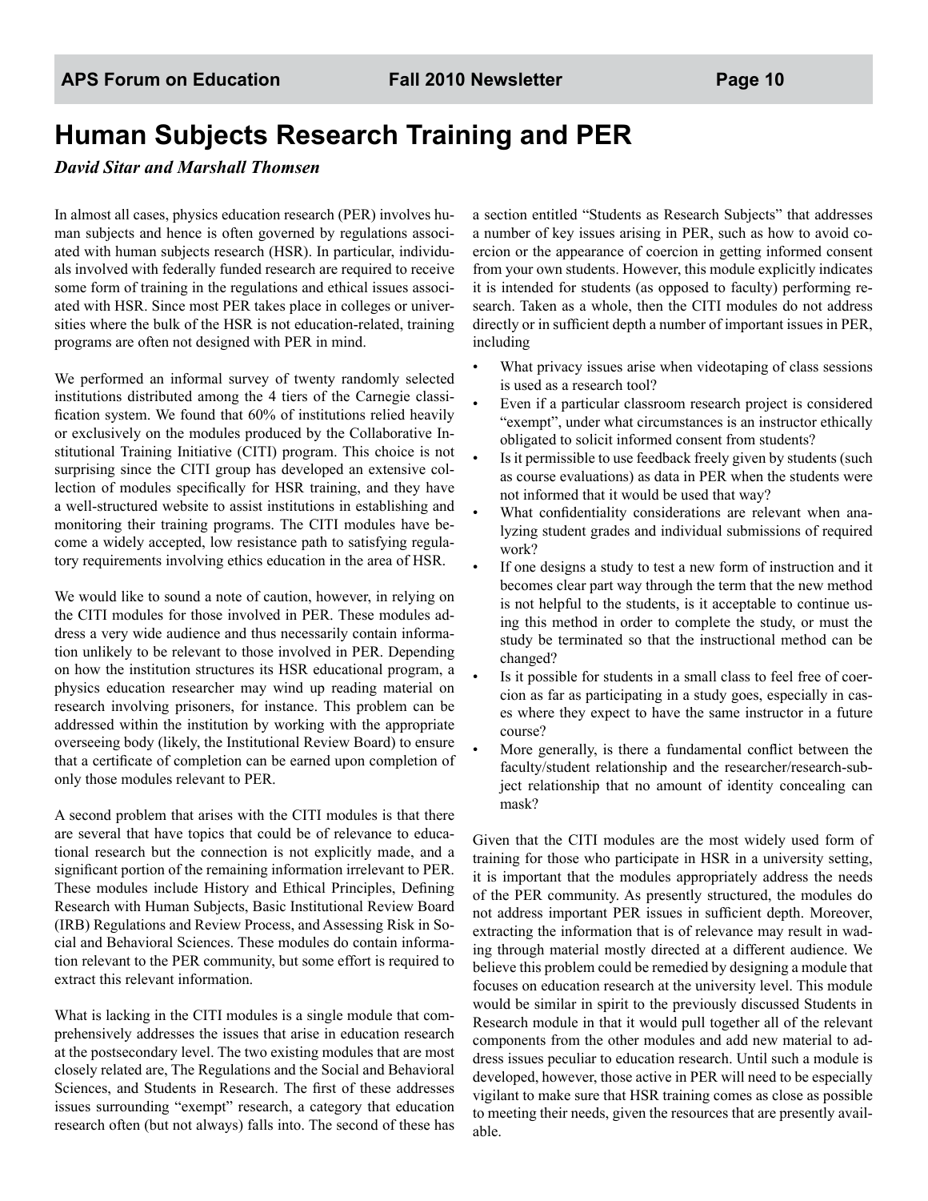# Human Subjects Research Training and PER

*David Sitar and Marshall Thomsen*

In almost all cases, physics education research (PER) involves human subjects and hence is often governed by regulations associated with human subjects research (HSR). In particular, individuals involved with federally funded research are required to receive some form of training in the regulations and ethical issues associated with HSR. Since most PER takes place in colleges or universities where the bulk of the HSR is not education-related, training programs are often not designed with PER in mind.

We performed an informal survey of twenty randomly selected institutions distributed among the 4 tiers of the Carnegie classification system. We found that 60% of institutions relied heavily or exclusively on the modules produced by the Collaborative Institutional Training Initiative (CITI) program. This choice is not surprising since the CITI group has developed an extensive collection of modules specifically for HSR training, and they have a well-structured website to assist institutions in establishing and monitoring their training programs. The CITI modules have become a widely accepted, low resistance path to satisfying regulatory requirements involving ethics education in the area of HSR.

We would like to sound a note of caution, however, in relying on the CITI modules for those involved in PER. These modules address a very wide audience and thus necessarily contain information unlikely to be relevant to those involved in PER. Depending on how the institution structures its HSR educational program, a physics education researcher may wind up reading material on research involving prisoners, for instance. This problem can be addressed within the institution by working with the appropriate overseeing body (likely, the Institutional Review Board) to ensure that a certificate of completion can be earned upon completion of only those modules relevant to PER.

A second problem that arises with the CITI modules is that there are several that have topics that could be of relevance to educational research but the connection is not explicitly made, and a significant portion of the remaining information irrelevant to PER. These modules include History and Ethical Principles, Defining Research with Human Subjects, Basic Institutional Review Board (IRB) Regulations and Review Process, and Assessing Risk in Social and Behavioral Sciences. These modules do contain information relevant to the PER community, but some effort is required to extract this relevant information.

What is lacking in the CITI modules is a single module that comprehensively addresses the issues that arise in education research at the postsecondary level. The two existing modules that are most closely related are, The Regulations and the Social and Behavioral Sciences, and Students in Research. The first of these addresses issues surrounding "exempt" research, a category that education research often (but not always) falls into. The second of these has a section entitled "Students as Research Subjects" that addresses a number of key issues arising in PER, such as how to avoid coercion or the appearance of coercion in getting informed consent from your own students. However, this module explicitly indicates it is intended for students (as opposed to faculty) performing research. Taken as a whole, then the CITI modules do not address directly or in sufficient depth a number of important issues in PER, including

- What privacy issues arise when videotaping of class sessions is used as a research tool?
- Even if a particular classroom research project is considered "exempt", under what circumstances is an instructor ethically obligated to solicit informed consent from students?
- Is it permissible to use feedback freely given by students (such as course evaluations) as data in PER when the students were not informed that it would be used that way?
- What confidentiality considerations are relevant when analyzing student grades and individual submissions of required work?
- If one designs a study to test a new form of instruction and it becomes clear part way through the term that the new method is not helpful to the students, is it acceptable to continue using this method in order to complete the study, or must the study be terminated so that the instructional method can be changed?
- Is it possible for students in a small class to feel free of coercion as far as participating in a study goes, especially in cases where they expect to have the same instructor in a future course?
- More generally, is there a fundamental conflict between the faculty/student relationship and the researcher/research-subject relationship that no amount of identity concealing can mask?

Given that the CITI modules are the most widely used form of training for those who participate in HSR in a university setting, it is important that the modules appropriately address the needs of the PER community. As presently structured, the modules do not address important PER issues in sufficient depth. Moreover, extracting the information that is of relevance may result in wading through material mostly directed at a different audience. We believe this problem could be remedied by designing a module that focuses on education research at the university level. This module would be similar in spirit to the previously discussed Students in Research module in that it would pull together all of the relevant components from the other modules and add new material to address issues peculiar to education research. Until such a module is developed, however, those active in PER will need to be especially vigilant to make sure that HSR training comes as close as possible to meeting their needs, given the resources that are presently available.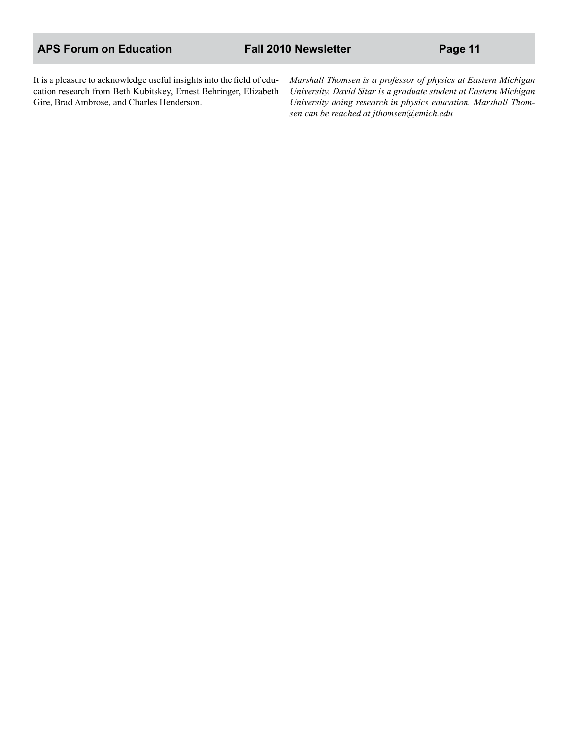It is a pleasure to acknowledge useful insights into the field of education research from Beth Kubitskey, Ernest Behringer, Elizabeth Gire, Brad Ambrose, and Charles Henderson.

*Marshall Thomsen is a professor of physics at Eastern Michigan University. David Sitar is a graduate student at Eastern Michigan University doing research in physics education. Marshall Thomsen can be reached at jthomsen@emich.edu*